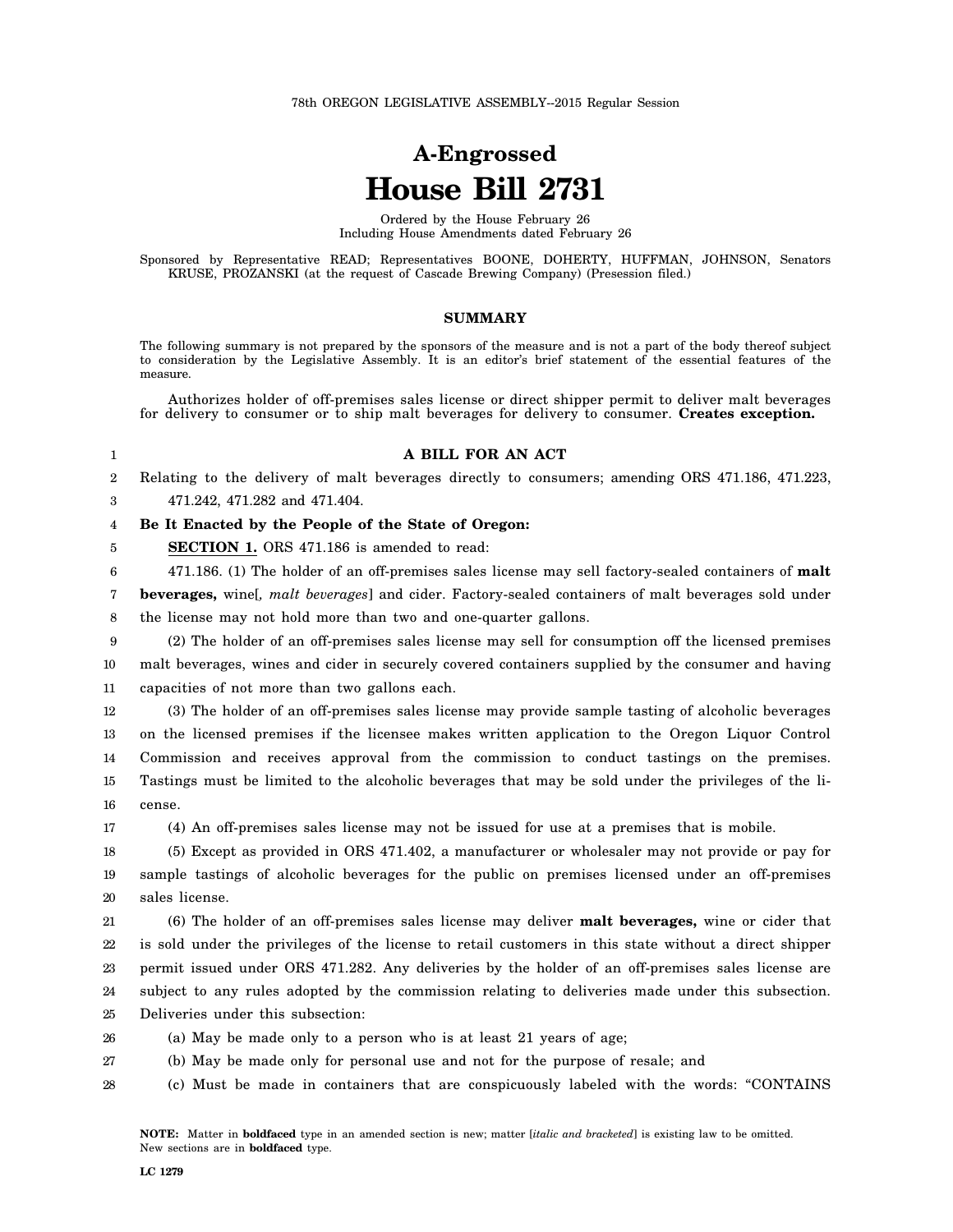78th OREGON LEGISLATIVE ASSEMBLY--2015 Regular Session

# A-Engrossed
# House Bill 2731

Ordered by the House February 26
Including House Amendments dated February 26

Sponsored by Representative READ; Representatives BOONE, DOHERTY, HUFFMAN, JOHNSON, Senators KRUSE, PROZANSKI (at the request of Cascade Brewing Company) (Presession filed.)

## SUMMARY

The following summary is not prepared by the sponsors of the measure and is not a part of the body thereof subject to consideration by the Legislative Assembly. It is an editor's brief statement of the essential features of the measure.

Authorizes holder of off-premises sales license or direct shipper permit to deliver malt beverages for delivery to consumer or to ship malt beverages for delivery to consumer. **Creates exception.**

**A BILL FOR AN ACT**

Relating to the delivery of malt beverages directly to consumers; amending ORS 471.186, 471.223, 471.242, 471.282 and 471.404.

**Be It Enacted by the People of the State of Oregon:**

**SECTION 1.** ORS 471.186 is amended to read:

471.186. (1) The holder of an off-premises sales license may sell factory-sealed containers of **malt beverages,** wine[*, malt beverages*] and cider. Factory-sealed containers of malt beverages sold under the license may not hold more than two and one-quarter gallons.

(2) The holder of an off-premises sales license may sell for consumption off the licensed premises malt beverages, wines and cider in securely covered containers supplied by the consumer and having capacities of not more than two gallons each.

(3) The holder of an off-premises sales license may provide sample tasting of alcoholic beverages on the licensed premises if the licensee makes written application to the Oregon Liquor Control Commission and receives approval from the commission to conduct tastings on the premises. Tastings must be limited to the alcoholic beverages that may be sold under the privileges of the license.

(4) An off-premises sales license may not be issued for use at a premises that is mobile.

(5) Except as provided in ORS 471.402, a manufacturer or wholesaler may not provide or pay for sample tastings of alcoholic beverages for the public on premises licensed under an off-premises sales license.

(6) The holder of an off-premises sales license may deliver **malt beverages,** wine or cider that is sold under the privileges of the license to retail customers in this state without a direct shipper permit issued under ORS 471.282. Any deliveries by the holder of an off-premises sales license are subject to any rules adopted by the commission relating to deliveries made under this subsection. Deliveries under this subsection:

(a) May be made only to a person who is at least 21 years of age;

(b) May be made only for personal use and not for the purpose of resale; and

(c) Must be made in containers that are conspicuously labeled with the words: "CONTAINS

**NOTE:** Matter in **boldfaced** type in an amended section is new; matter [*italic and bracketed*] is existing law to be omitted. New sections are in **boldfaced** type.

LC 1279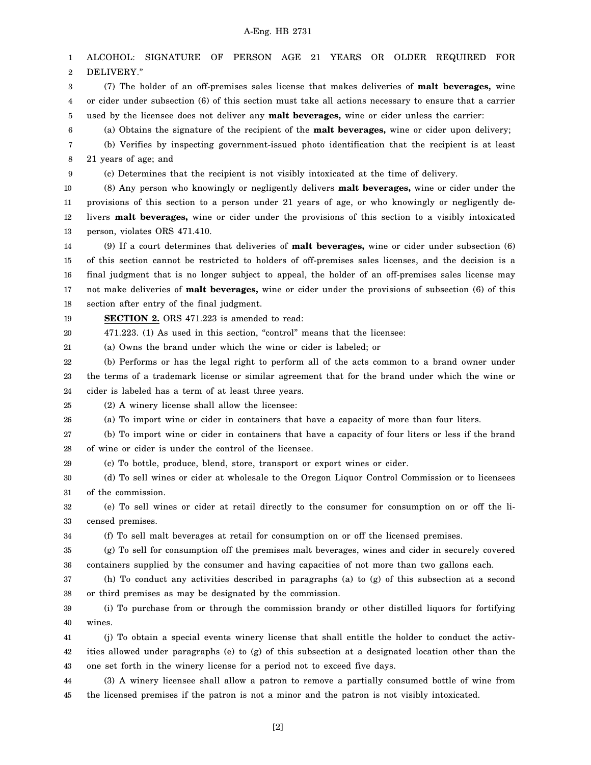ALCOHOL: SIGNATURE OF PERSON AGE 21 YEARS OR OLDER REQUIRED FOR DELIVERY."

(7) The holder of an off-premises sales license that makes deliveries of **malt beverages,** wine or cider under subsection (6) of this section must take all actions necessary to ensure that a carrier used by the licensee does not deliver any **malt beverages,** wine or cider unless the carrier:

(a) Obtains the signature of the recipient of the **malt beverages,** wine or cider upon delivery;

(b) Verifies by inspecting government-issued photo identification that the recipient is at least 21 years of age; and

(c) Determines that the recipient is not visibly intoxicated at the time of delivery.

(8) Any person who knowingly or negligently delivers **malt beverages,** wine or cider under the provisions of this section to a person under 21 years of age, or who knowingly or negligently delivers **malt beverages,** wine or cider under the provisions of this section to a visibly intoxicated person, violates ORS 471.410.

(9) If a court determines that deliveries of **malt beverages,** wine or cider under subsection (6) of this section cannot be restricted to holders of off-premises sales licenses, and the decision is a final judgment that is no longer subject to appeal, the holder of an off-premises sales license may not make deliveries of **malt beverages,** wine or cider under the provisions of subsection (6) of this section after entry of the final judgment.

**SECTION 2.** ORS 471.223 is amended to read:

471.223. (1) As used in this section, "control" means that the licensee:

(a) Owns the brand under which the wine or cider is labeled; or

(b) Performs or has the legal right to perform all of the acts common to a brand owner under the terms of a trademark license or similar agreement that for the brand under which the wine or cider is labeled has a term of at least three years.

(2) A winery license shall allow the licensee:

(a) To import wine or cider in containers that have a capacity of more than four liters.

(b) To import wine or cider in containers that have a capacity of four liters or less if the brand of wine or cider is under the control of the licensee.

(c) To bottle, produce, blend, store, transport or export wines or cider.

(d) To sell wines or cider at wholesale to the Oregon Liquor Control Commission or to licensees of the commission.

(e) To sell wines or cider at retail directly to the consumer for consumption on or off the licensed premises.

(f) To sell malt beverages at retail for consumption on or off the licensed premises.

(g) To sell for consumption off the premises malt beverages, wines and cider in securely covered containers supplied by the consumer and having capacities of not more than two gallons each.

(h) To conduct any activities described in paragraphs (a) to (g) of this subsection at a second or third premises as may be designated by the commission.

(i) To purchase from or through the commission brandy or other distilled liquors for fortifying wines.

(j) To obtain a special events winery license that shall entitle the holder to conduct the activities allowed under paragraphs (e) to (g) of this subsection at a designated location other than the one set forth in the winery license for a period not to exceed five days.

(3) A winery licensee shall allow a patron to remove a partially consumed bottle of wine from the licensed premises if the patron is not a minor and the patron is not visibly intoxicated.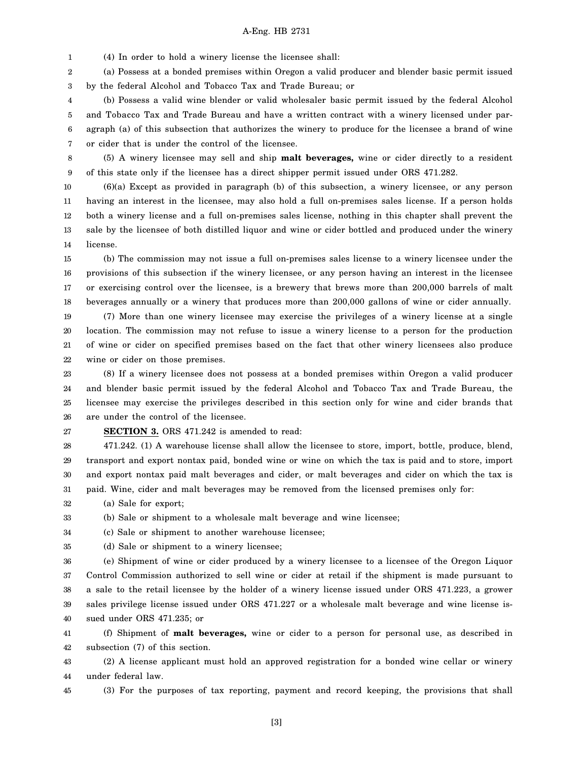(4) In order to hold a winery license the licensee shall:

(a) Possess at a bonded premises within Oregon a valid producer and blender basic permit issued by the federal Alcohol and Tobacco Tax and Trade Bureau; or

(b) Possess a valid wine blender or valid wholesaler basic permit issued by the federal Alcohol and Tobacco Tax and Trade Bureau and have a written contract with a winery licensed under paragraph (a) of this subsection that authorizes the winery to produce for the licensee a brand of wine or cider that is under the control of the licensee.

(5) A winery licensee may sell and ship **malt beverages,** wine or cider directly to a resident of this state only if the licensee has a direct shipper permit issued under ORS 471.282.

(6)(a) Except as provided in paragraph (b) of this subsection, a winery licensee, or any person having an interest in the licensee, may also hold a full on-premises sales license. If a person holds both a winery license and a full on-premises sales license, nothing in this chapter shall prevent the sale by the licensee of both distilled liquor and wine or cider bottled and produced under the winery license.

(b) The commission may not issue a full on-premises sales license to a winery licensee under the provisions of this subsection if the winery licensee, or any person having an interest in the licensee or exercising control over the licensee, is a brewery that brews more than 200,000 barrels of malt beverages annually or a winery that produces more than 200,000 gallons of wine or cider annually.

(7) More than one winery licensee may exercise the privileges of a winery license at a single location. The commission may not refuse to issue a winery license to a person for the production of wine or cider on specified premises based on the fact that other winery licensees also produce wine or cider on those premises.

(8) If a winery licensee does not possess at a bonded premises within Oregon a valid producer and blender basic permit issued by the federal Alcohol and Tobacco Tax and Trade Bureau, the licensee may exercise the privileges described in this section only for wine and cider brands that are under the control of the licensee.

**SECTION 3.** ORS 471.242 is amended to read:

471.242. (1) A warehouse license shall allow the licensee to store, import, bottle, produce, blend, transport and export nontax paid, bonded wine or wine on which the tax is paid and to store, import and export nontax paid malt beverages and cider, or malt beverages and cider on which the tax is paid. Wine, cider and malt beverages may be removed from the licensed premises only for:

(a) Sale for export;

(b) Sale or shipment to a wholesale malt beverage and wine licensee;

(c) Sale or shipment to another warehouse licensee;

(d) Sale or shipment to a winery licensee;

(e) Shipment of wine or cider produced by a winery licensee to a licensee of the Oregon Liquor Control Commission authorized to sell wine or cider at retail if the shipment is made pursuant to a sale to the retail licensee by the holder of a winery license issued under ORS 471.223, a grower sales privilege license issued under ORS 471.227 or a wholesale malt beverage and wine license issued under ORS 471.235; or

(f) Shipment of **malt beverages,** wine or cider to a person for personal use, as described in subsection (7) of this section.

(2) A license applicant must hold an approved registration for a bonded wine cellar or winery under federal law.

(3) For the purposes of tax reporting, payment and record keeping, the provisions that shall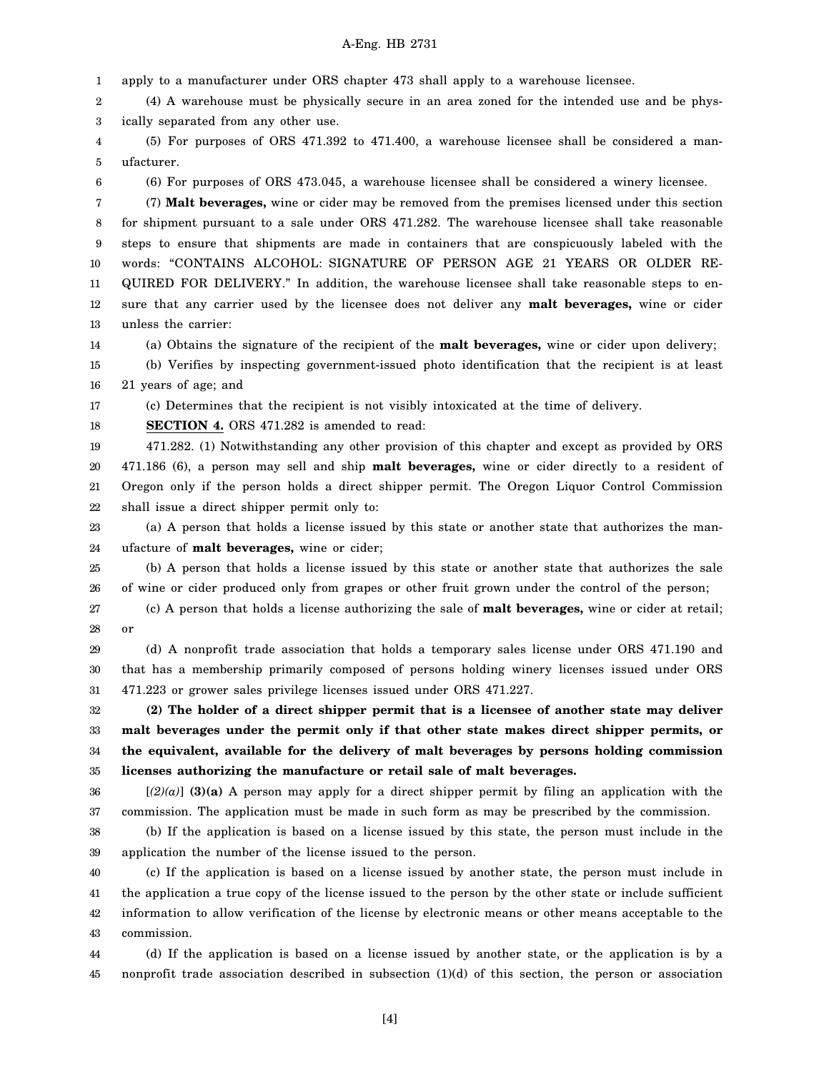apply to a manufacturer under ORS chapter 473 shall apply to a warehouse licensee.

(4) A warehouse must be physically secure in an area zoned for the intended use and be physically separated from any other use.

(5) For purposes of ORS 471.392 to 471.400, a warehouse licensee shall be considered a manufacturer.

(6) For purposes of ORS 473.045, a warehouse licensee shall be considered a winery licensee.

(7) **Malt beverages,** wine or cider may be removed from the premises licensed under this section for shipment pursuant to a sale under ORS 471.282. The warehouse licensee shall take reasonable steps to ensure that shipments are made in containers that are conspicuously labeled with the words: "CONTAINS ALCOHOL: SIGNATURE OF PERSON AGE 21 YEARS OR OLDER REQUIRED FOR DELIVERY." In addition, the warehouse licensee shall take reasonable steps to ensure that any carrier used by the licensee does not deliver any **malt beverages,** wine or cider unless the carrier:

(a) Obtains the signature of the recipient of the **malt beverages,** wine or cider upon delivery;

(b) Verifies by inspecting government-issued photo identification that the recipient is at least 21 years of age; and

(c) Determines that the recipient is not visibly intoxicated at the time of delivery.

**SECTION 4.** ORS 471.282 is amended to read:

471.282. (1) Notwithstanding any other provision of this chapter and except as provided by ORS 471.186 (6), a person may sell and ship **malt beverages,** wine or cider directly to a resident of Oregon only if the person holds a direct shipper permit. The Oregon Liquor Control Commission shall issue a direct shipper permit only to:

(a) A person that holds a license issued by this state or another state that authorizes the manufacture of **malt beverages,** wine or cider;

(b) A person that holds a license issued by this state or another state that authorizes the sale of wine or cider produced only from grapes or other fruit grown under the control of the person;

(c) A person that holds a license authorizing the sale of **malt beverages,** wine or cider at retail; or

(d) A nonprofit trade association that holds a temporary sales license under ORS 471.190 and that has a membership primarily composed of persons holding winery licenses issued under ORS 471.223 or grower sales privilege licenses issued under ORS 471.227.

**(2) The holder of a direct shipper permit that is a licensee of another state may deliver malt beverages under the permit only if that other state makes direct shipper permits, or the equivalent, available for the delivery of malt beverages by persons holding commission licenses authorizing the manufacture or retail sale of malt beverages.**

[*(2)(a)*] **(3)(a)** A person may apply for a direct shipper permit by filing an application with the commission. The application must be made in such form as may be prescribed by the commission.

(b) If the application is based on a license issued by this state, the person must include in the application the number of the license issued to the person.

(c) If the application is based on a license issued by another state, the person must include in the application a true copy of the license issued to the person by the other state or include sufficient information to allow verification of the license by electronic means or other means acceptable to the commission.

(d) If the application is based on a license issued by another state, or the application is by a nonprofit trade association described in subsection (1)(d) of this section, the person or association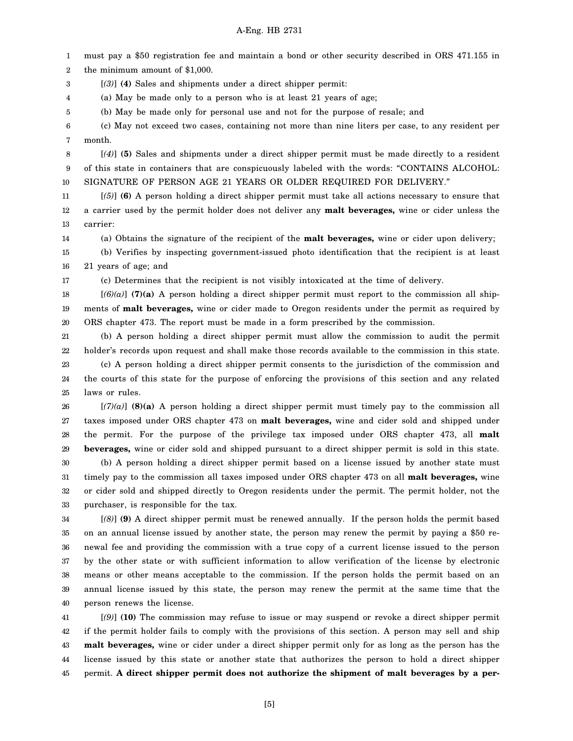must pay a $50 registration fee and maintain a bond or other security described in ORS 471.155 in the minimum amount of $1,000.

[*(3)*] **(4)** Sales and shipments under a direct shipper permit:

(a) May be made only to a person who is at least 21 years of age;

(b) May be made only for personal use and not for the purpose of resale; and

(c) May not exceed two cases, containing not more than nine liters per case, to any resident per month.

[*(4)*] **(5)** Sales and shipments under a direct shipper permit must be made directly to a resident of this state in containers that are conspicuously labeled with the words: "CONTAINS ALCOHOL: SIGNATURE OF PERSON AGE 21 YEARS OR OLDER REQUIRED FOR DELIVERY."

[*(5)*] **(6)** A person holding a direct shipper permit must take all actions necessary to ensure that a carrier used by the permit holder does not deliver any **malt beverages,** wine or cider unless the carrier:

(a) Obtains the signature of the recipient of the **malt beverages,** wine or cider upon delivery;

(b) Verifies by inspecting government-issued photo identification that the recipient is at least 21 years of age; and

(c) Determines that the recipient is not visibly intoxicated at the time of delivery.

[*(6)(a)*] **(7)(a)** A person holding a direct shipper permit must report to the commission all shipments of **malt beverages,** wine or cider made to Oregon residents under the permit as required by ORS chapter 473. The report must be made in a form prescribed by the commission.

(b) A person holding a direct shipper permit must allow the commission to audit the permit holder's records upon request and shall make those records available to the commission in this state.

(c) A person holding a direct shipper permit consents to the jurisdiction of the commission and the courts of this state for the purpose of enforcing the provisions of this section and any related laws or rules.

[*(7)(a)*] **(8)(a)** A person holding a direct shipper permit must timely pay to the commission all taxes imposed under ORS chapter 473 on **malt beverages,** wine and cider sold and shipped under the permit. For the purpose of the privilege tax imposed under ORS chapter 473, all **malt beverages,** wine or cider sold and shipped pursuant to a direct shipper permit is sold in this state.

(b) A person holding a direct shipper permit based on a license issued by another state must timely pay to the commission all taxes imposed under ORS chapter 473 on all **malt beverages,** wine or cider sold and shipped directly to Oregon residents under the permit. The permit holder, not the purchaser, is responsible for the tax.

[*(8)*] **(9)** A direct shipper permit must be renewed annually. If the person holds the permit based on an annual license issued by another state, the person may renew the permit by paying a $50 renewal fee and providing the commission with a true copy of a current license issued to the person by the other state or with sufficient information to allow verification of the license by electronic means or other means acceptable to the commission. If the person holds the permit based on an annual license issued by this state, the person may renew the permit at the same time that the person renews the license.

[*(9)*] **(10)** The commission may refuse to issue or may suspend or revoke a direct shipper permit if the permit holder fails to comply with the provisions of this section. A person may sell and ship **malt beverages,** wine or cider under a direct shipper permit only for as long as the person has the license issued by this state or another state that authorizes the person to hold a direct shipper permit. **A direct shipper permit does not authorize the shipment of malt beverages by a per-**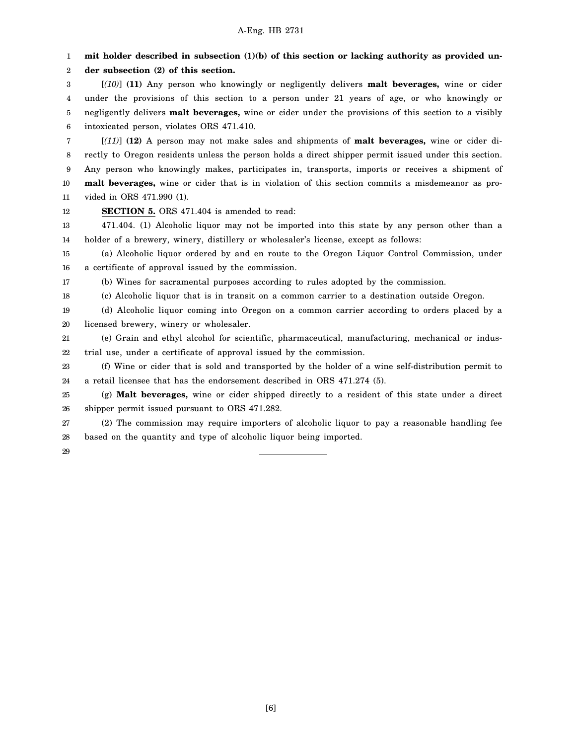**mit holder described in subsection (1)(b) of this section or lacking authority as provided under subsection (2) of this section.**

[*(10)*] **(11)** Any person who knowingly or negligently delivers **malt beverages,** wine or cider under the provisions of this section to a person under 21 years of age, or who knowingly or negligently delivers **malt beverages,** wine or cider under the provisions of this section to a visibly intoxicated person, violates ORS 471.410.

[*(11)*] **(12)** A person may not make sales and shipments of **malt beverages,** wine or cider directly to Oregon residents unless the person holds a direct shipper permit issued under this section. Any person who knowingly makes, participates in, transports, imports or receives a shipment of **malt beverages,** wine or cider that is in violation of this section commits a misdemeanor as provided in ORS 471.990 (1).

**SECTION 5.** ORS 471.404 is amended to read:

471.404. (1) Alcoholic liquor may not be imported into this state by any person other than a holder of a brewery, winery, distillery or wholesaler's license, except as follows:

(a) Alcoholic liquor ordered by and en route to the Oregon Liquor Control Commission, under a certificate of approval issued by the commission.

(b) Wines for sacramental purposes according to rules adopted by the commission.

(c) Alcoholic liquor that is in transit on a common carrier to a destination outside Oregon.

(d) Alcoholic liquor coming into Oregon on a common carrier according to orders placed by a licensed brewery, winery or wholesaler.

(e) Grain and ethyl alcohol for scientific, pharmaceutical, manufacturing, mechanical or industrial use, under a certificate of approval issued by the commission.

(f) Wine or cider that is sold and transported by the holder of a wine self-distribution permit to a retail licensee that has the endorsement described in ORS 471.274 (5).

(g) **Malt beverages,** wine or cider shipped directly to a resident of this state under a direct shipper permit issued pursuant to ORS 471.282.

(2) The commission may require importers of alcoholic liquor to pay a reasonable handling fee based on the quantity and type of alcoholic liquor being imported.